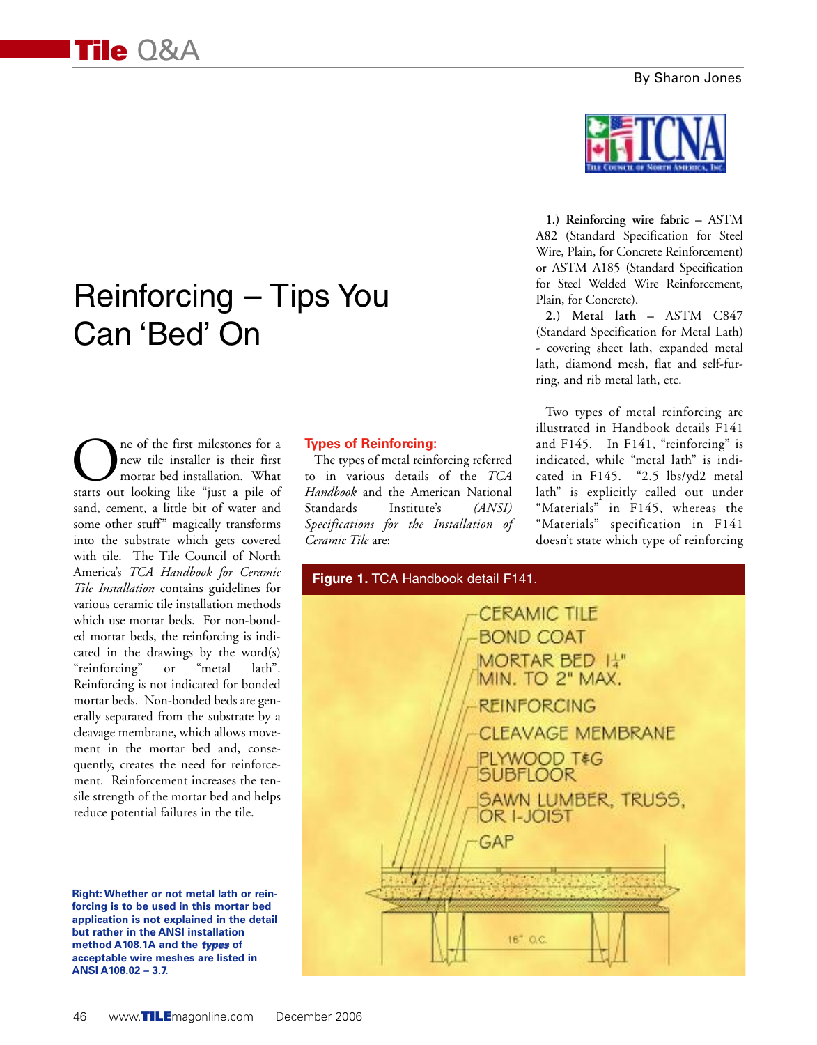# Tile Q&A

By Sharon Jones

## Reinforcing – Tips You Can 'Bed' On

One of the first milestones for a new tile installer is their first mortar bed installation. What starts out looking like "just a pile of sand, cement, a little bit of water and some other stuff" magically transforms into the substrate which gets covered with tile. The Tile Council of North America's *TCA Handbook for Ceramic Tile Installation* contains guidelines for various ceramic tile installation methods which use mortar beds. For non-bonded mortar beds, the reinforcing is indicated in the drawings by the word(s) "reinforcing" or "metal lath". Reinforcing is not indicated for bonded mortar beds. Non-bonded beds are generally separated from the substrate by a cleavage membrane, which allows movement in the mortar bed and, consequently, creates the need for reinforcement. Reinforcement increases the tensile strength of the mortar bed and helps reduce potential failures in the tile.

**Right: Whether or not metal lath or reinforcing is to be used in this mortar bed application is not explained in the detail but rather in the ANSI installation method A108.1A and the *types* of acceptable wire meshes are listed in ANSI A108.02 – 3.7.**

### Types of Reinforcing:

The types of metal reinforcing referred to in various details of the *TCA Handbook* and the American National Standards Institute's *(ANSI) Specifications for the Installation of Ceramic Tile* are:

1.) **Reinforcing wire fabric** – ASTM A82 (Standard Specification for Steel Wire, Plain, for Concrete Reinforcement) or ASTM A185 (Standard Specification for Steel Welded Wire Reinforcement, Plain, for Concrete).

2.) **Metal lath** – ASTM C847 (Standard Specification for Metal Lath) - covering sheet lath, expanded metal lath, diamond mesh, flat and self-furring, and rib metal lath, etc.

Two types of metal reinforcing are illustrated in Handbook details F141 and F145. In F141, "reinforcing" is indicated, while "metal lath" is indicated in F145. "2.5 lbs/yd2 metal lath" is explicitly called out under "Materials" in F145, whereas the "Materials" specification in F141 doesn't state which type of reinforcing

**Figure 1.** TCA Handbook detail F141.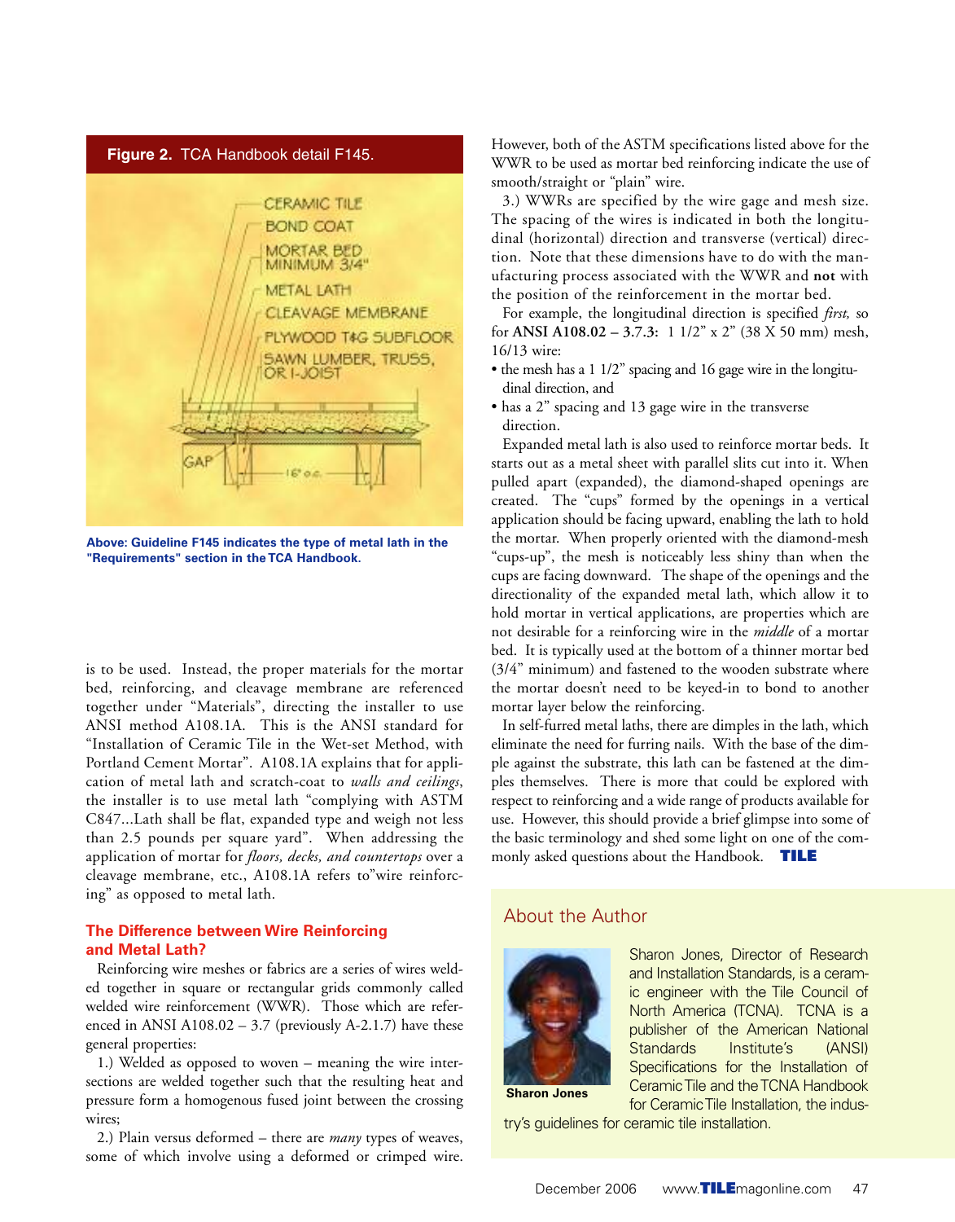**Figure 2.** TCA Handbook detail F145.

CERAMIC TILE
BOND COAT
MORTAR BED MINIMUM 3/4"
METAL LATH
CLEAVAGE MEMBRANE
PLYWOOD T&G SUBFLOOR
SAWN LUMBER, TRUSS, OR I-JOIST
GAP
16" o.c.

**Above: Guideline F145 indicates the type of metal lath in the "Requirements" section in the TCA Handbook.**

is to be used. Instead, the proper materials for the mortar bed, reinforcing, and cleavage membrane are referenced together under "Materials", directing the installer to use ANSI method A108.1A. This is the ANSI standard for "Installation of Ceramic Tile in the Wet-set Method, with Portland Cement Mortar". A108.1A explains that for application of metal lath and scratch-coat to *walls and ceilings*, the installer is to use metal lath "complying with ASTM C847...Lath shall be flat, expanded type and weigh not less than 2.5 pounds per square yard". When addressing the application of mortar for *floors, decks, and countertops* over a cleavage membrane, etc., A108.1A refers to"wire reinforcing" as opposed to metal lath.

## The Difference between Wire Reinforcing and Metal Lath?

Reinforcing wire meshes or fabrics are a series of wires welded together in square or rectangular grids commonly called welded wire reinforcement (WWR). Those which are referenced in ANSI A108.02 – 3.7 (previously A-2.1.7) have these general properties:

1.) Welded as opposed to woven – meaning the wire intersections are welded together such that the resulting heat and pressure form a homogenous fused joint between the crossing wires;

2.) Plain versus deformed – there are *many* types of weaves, some of which involve using a deformed or crimped wire. However, both of the ASTM specifications listed above for the WWR to be used as mortar bed reinforcing indicate the use of smooth/straight or "plain" wire.

3.) WWRs are specified by the wire gage and mesh size. The spacing of the wires is indicated in both the longitudinal (horizontal) direction and transverse (vertical) direction. Note that these dimensions have to do with the manufacturing process associated with the WWR and **not** with the position of the reinforcement in the mortar bed.

For example, the longitudinal direction is specified *first,* so for **ANSI A108.02 – 3.7.3:** 1 1/2" x 2" (38 X 50 mm) mesh, 16/13 wire:

- the mesh has a 1 1/2" spacing and 16 gage wire in the longitudinal direction, and
- has a 2" spacing and 13 gage wire in the transverse direction.

Expanded metal lath is also used to reinforce mortar beds. It starts out as a metal sheet with parallel slits cut into it. When pulled apart (expanded), the diamond-shaped openings are created. The "cups" formed by the openings in a vertical application should be facing upward, enabling the lath to hold the mortar. When properly oriented with the diamond-mesh "cups-up", the mesh is noticeably less shiny than when the cups are facing downward. The shape of the openings and the directionality of the expanded metal lath, which allow it to hold mortar in vertical applications, are properties which are not desirable for a reinforcing wire in the *middle* of a mortar bed. It is typically used at the bottom of a thinner mortar bed (3/4" minimum) and fastened to the wooden substrate where the mortar doesn't need to be keyed-in to bond to another mortar layer below the reinforcing.

In self-furred metal laths, there are dimples in the lath, which eliminate the need for furring nails. With the base of the dimple against the substrate, this lath can be fastened at the dimples themselves. There is more that could be explored with respect to reinforcing and a wide range of products available for use. However, this should provide a brief glimpse into some of the basic terminology and shed some light on one of the commonly asked questions about the Handbook. **TILE**

## About the Author

**Sharon Jones**

Sharon Jones, Director of Research and Installation Standards, is a ceramic engineer with the Tile Council of North America (TCNA). TCNA is a publisher of the American National Standards Institute's (ANSI) Specifications for the Installation of Ceramic Tile and the TCNA Handbook for Ceramic Tile Installation, the industry's guidelines for ceramic tile installation.